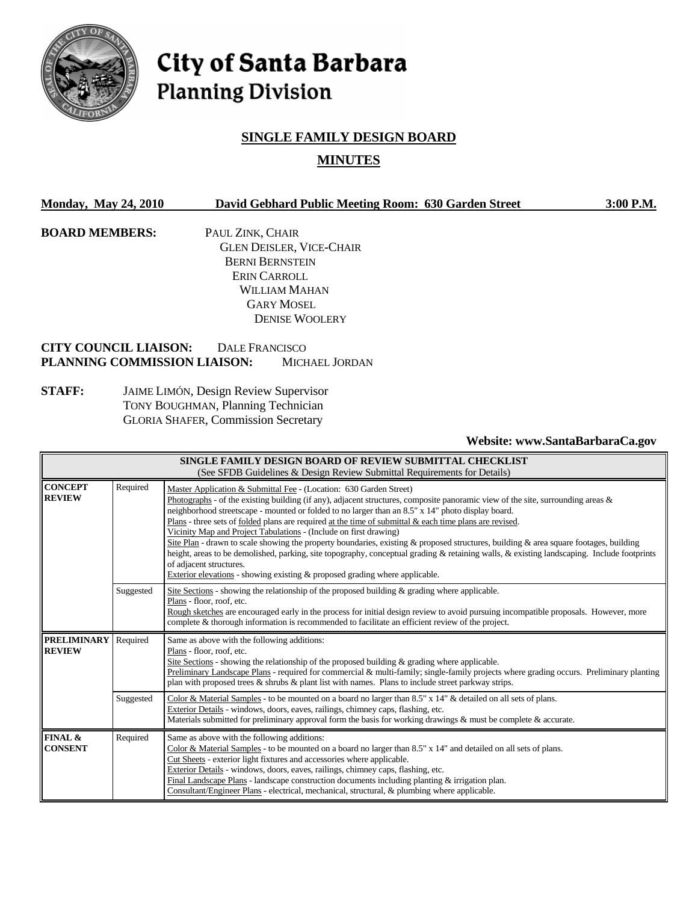# City of Santa Barbara
## Planning Division

## SINGLE FAMILY DESIGN BOARD

## MINUTES

**Monday, May 24, 2010** **David Gebhard Public Meeting Room: 630 Garden Street** **3:00 P.M.**

**BOARD MEMBERS:**
PAUL ZINK, CHAIR
GLEN DEISLER, VICE-CHAIR
BERNI BERNSTEIN
ERIN CARROLL
WILLIAM MAHAN
GARY MOSEL
DENISE WOOLERY

**CITY COUNCIL LIAISON:** DALE FRANCISCO
**PLANNING COMMISSION LIAISON:** MICHAEL JORDAN

**STAFF:**
JAIME LIMÓN, Design Review Supervisor
TONY BOUGHMAN, Planning Technician
GLORIA SHAFER, Commission Secretary

**Website: www.SantaBarbaraCa.gov**

| SINGLE FAMILY DESIGN BOARD OF REVIEW SUBMITTAL CHECKLIST (See SFDB Guidelines & Design Review Submittal Requirements for Details) | | |
|---|---|---|
| **CONCEPT REVIEW** | Required | Master Application & Submittal Fee - (Location: 630 Garden Street)<br>Photographs - of the existing building (if any), adjacent structures, composite panoramic view of the site, surrounding areas & neighborhood streetscape - mounted or folded to no larger than an 8.5" x 14" photo display board.<br>Plans - three sets of folded plans are required at the time of submittal & each time plans are revised.<br>Vicinity Map and Project Tabulations - (Include on first drawing)<br>Site Plan - drawn to scale showing the property boundaries, existing & proposed structures, building & area square footages, building height, areas to be demolished, parking, site topography, conceptual grading & retaining walls, & existing landscaping. Include footprints of adjacent structures.<br>Exterior elevations - showing existing & proposed grading where applicable. |
| | Suggested | Site Sections - showing the relationship of the proposed building & grading where applicable.<br>Plans - floor, roof, etc.<br>Rough sketches are encouraged early in the process for initial design review to avoid pursuing incompatible proposals. However, more complete & thorough information is recommended to facilitate an efficient review of the project. |
| **PRELIMINARY REVIEW** | Required | Same as above with the following additions:<br>Plans - floor, roof, etc.<br>Site Sections - showing the relationship of the proposed building & grading where applicable.<br>Preliminary Landscape Plans - required for commercial & multi-family; single-family projects where grading occurs. Preliminary planting plan with proposed trees & shrubs & plant list with names. Plans to include street parkway strips. |
| | Suggested | Color & Material Samples - to be mounted on a board no larger than 8.5" x 14" & detailed on all sets of plans.<br>Exterior Details - windows, doors, eaves, railings, chimney caps, flashing, etc.<br>Materials submitted for preliminary approval form the basis for working drawings & must be complete & accurate. |
| **FINAL & CONSENT** | Required | Same as above with the following additions:<br>Color & Material Samples - to be mounted on a board no larger than 8.5" x 14" and detailed on all sets of plans.<br>Cut Sheets - exterior light fixtures and accessories where applicable.<br>Exterior Details - windows, doors, eaves, railings, chimney caps, flashing, etc.<br>Final Landscape Plans - landscape construction documents including planting & irrigation plan.<br>Consultant/Engineer Plans - electrical, mechanical, structural, & plumbing where applicable. |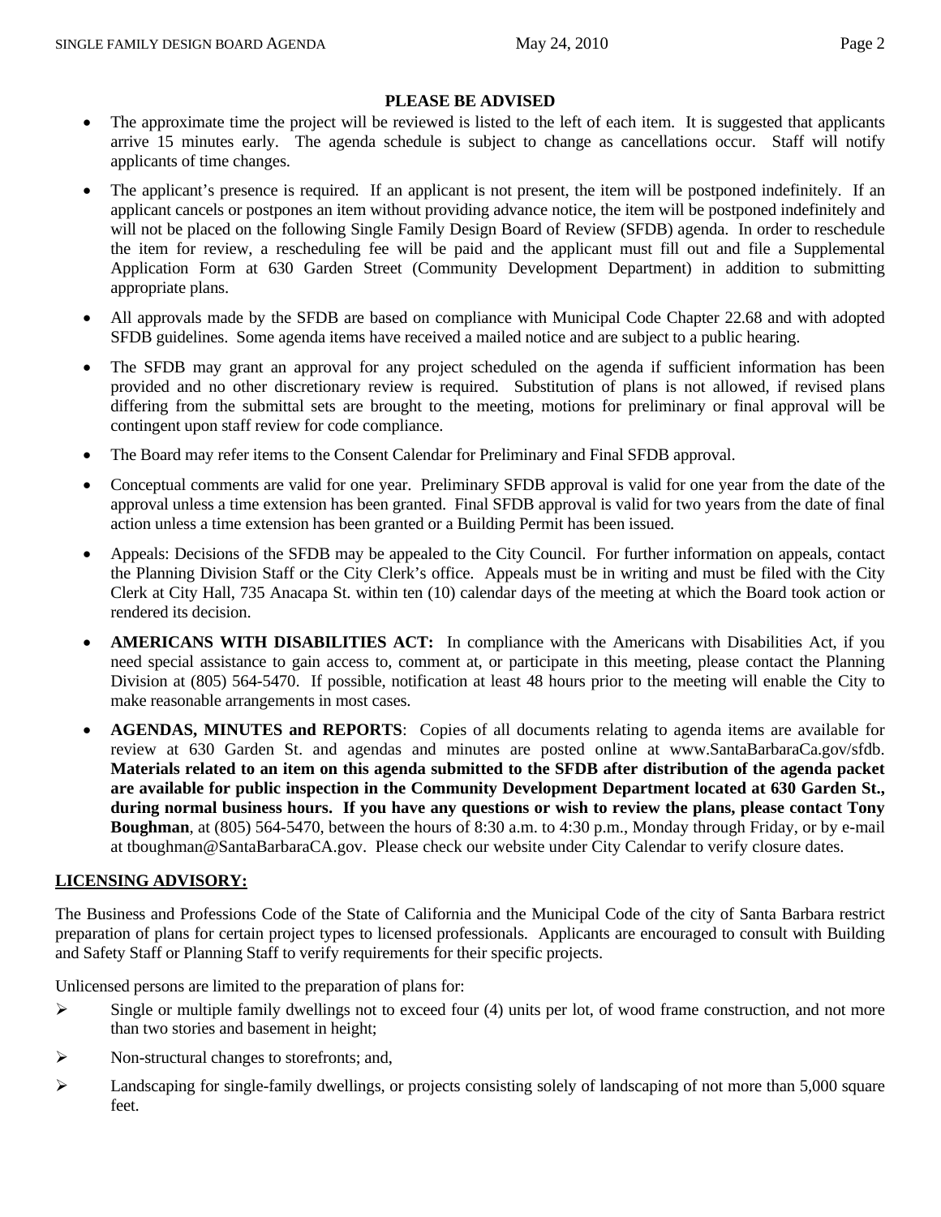## PLEASE BE ADVISED

- The approximate time the project will be reviewed is listed to the left of each item. It is suggested that applicants arrive 15 minutes early. The agenda schedule is subject to change as cancellations occur. Staff will notify applicants of time changes.
- The applicant's presence is required. If an applicant is not present, the item will be postponed indefinitely. If an applicant cancels or postpones an item without providing advance notice, the item will be postponed indefinitely and will not be placed on the following Single Family Design Board of Review (SFDB) agenda. In order to reschedule the item for review, a rescheduling fee will be paid and the applicant must fill out and file a Supplemental Application Form at 630 Garden Street (Community Development Department) in addition to submitting appropriate plans.
- All approvals made by the SFDB are based on compliance with Municipal Code Chapter 22.68 and with adopted SFDB guidelines. Some agenda items have received a mailed notice and are subject to a public hearing.
- The SFDB may grant an approval for any project scheduled on the agenda if sufficient information has been provided and no other discretionary review is required. Substitution of plans is not allowed, if revised plans differing from the submittal sets are brought to the meeting, motions for preliminary or final approval will be contingent upon staff review for code compliance.
- The Board may refer items to the Consent Calendar for Preliminary and Final SFDB approval.
- Conceptual comments are valid for one year. Preliminary SFDB approval is valid for one year from the date of the approval unless a time extension has been granted. Final SFDB approval is valid for two years from the date of final action unless a time extension has been granted or a Building Permit has been issued.
- Appeals: Decisions of the SFDB may be appealed to the City Council. For further information on appeals, contact the Planning Division Staff or the City Clerk's office. Appeals must be in writing and must be filed with the City Clerk at City Hall, 735 Anacapa St. within ten (10) calendar days of the meeting at which the Board took action or rendered its decision.
- **AMERICANS WITH DISABILITIES ACT:** In compliance with the Americans with Disabilities Act, if you need special assistance to gain access to, comment at, or participate in this meeting, please contact the Planning Division at (805) 564-5470. If possible, notification at least 48 hours prior to the meeting will enable the City to make reasonable arrangements in most cases.
- **AGENDAS, MINUTES and REPORTS**: Copies of all documents relating to agenda items are available for review at 630 Garden St. and agendas and minutes are posted online at www.SantaBarbaraCa.gov/sfdb. **Materials related to an item on this agenda submitted to the SFDB after distribution of the agenda packet are available for public inspection in the Community Development Department located at 630 Garden St., during normal business hours. If you have any questions or wish to review the plans, please contact Tony Boughman**, at (805) 564-5470, between the hours of 8:30 a.m. to 4:30 p.m., Monday through Friday, or by e-mail at tboughman@SantaBarbaraCA.gov. Please check our website under City Calendar to verify closure dates.

## LICENSING ADVISORY:

The Business and Professions Code of the State of California and the Municipal Code of the city of Santa Barbara restrict preparation of plans for certain project types to licensed professionals. Applicants are encouraged to consult with Building and Safety Staff or Planning Staff to verify requirements for their specific projects.

Unlicensed persons are limited to the preparation of plans for:

- Single or multiple family dwellings not to exceed four (4) units per lot, of wood frame construction, and not more than two stories and basement in height;
- Non-structural changes to storefronts; and,
- Landscaping for single-family dwellings, or projects consisting solely of landscaping of not more than 5,000 square feet.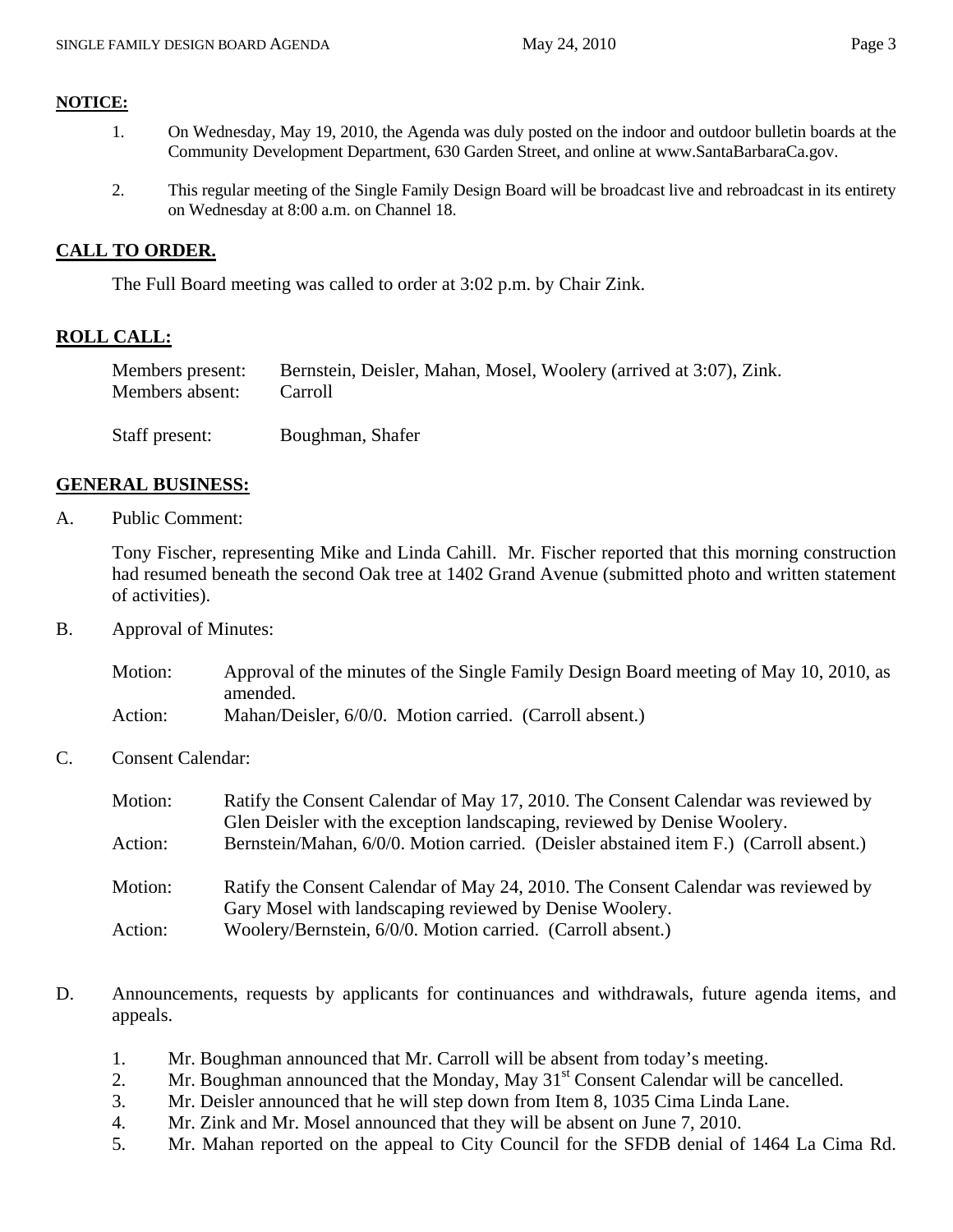**NOTICE:**

1. On Wednesday, May 19, 2010, the Agenda was duly posted on the indoor and outdoor bulletin boards at the Community Development Department, 630 Garden Street, and online at www.SantaBarbaraCa.gov.

2. This regular meeting of the Single Family Design Board will be broadcast live and rebroadcast in its entirety on Wednesday at 8:00 a.m. on Channel 18.

## CALL TO ORDER.

The Full Board meeting was called to order at 3:02 p.m. by Chair Zink.

## ROLL CALL:

Members present: Bernstein, Deisler, Mahan, Mosel, Woolery (arrived at 3:07), Zink.
Members absent: Carroll

Staff present: Boughman, Shafer

## GENERAL BUSINESS:

A. Public Comment:

Tony Fischer, representing Mike and Linda Cahill. Mr. Fischer reported that this morning construction had resumed beneath the second Oak tree at 1402 Grand Avenue (submitted photo and written statement of activities).

B. Approval of Minutes:

Motion: Approval of the minutes of the Single Family Design Board meeting of May 10, 2010, as amended.
Action: Mahan/Deisler, 6/0/0. Motion carried. (Carroll absent.)

C. Consent Calendar:

Motion: Ratify the Consent Calendar of May 17, 2010. The Consent Calendar was reviewed by Glen Deisler with the exception landscaping, reviewed by Denise Woolery.
Action: Bernstein/Mahan, 6/0/0. Motion carried. (Deisler abstained item F.) (Carroll absent.)

Motion: Ratify the Consent Calendar of May 24, 2010. The Consent Calendar was reviewed by Gary Mosel with landscaping reviewed by Denise Woolery.
Action: Woolery/Bernstein, 6/0/0. Motion carried. (Carroll absent.)

D. Announcements, requests by applicants for continuances and withdrawals, future agenda items, and appeals.

1. Mr. Boughman announced that Mr. Carroll will be absent from today's meeting.
2. Mr. Boughman announced that the Monday, May 31st Consent Calendar will be cancelled.
3. Mr. Deisler announced that he will step down from Item 8, 1035 Cima Linda Lane.
4. Mr. Zink and Mr. Mosel announced that they will be absent on June 7, 2010.
5. Mr. Mahan reported on the appeal to City Council for the SFDB denial of 1464 La Cima Rd.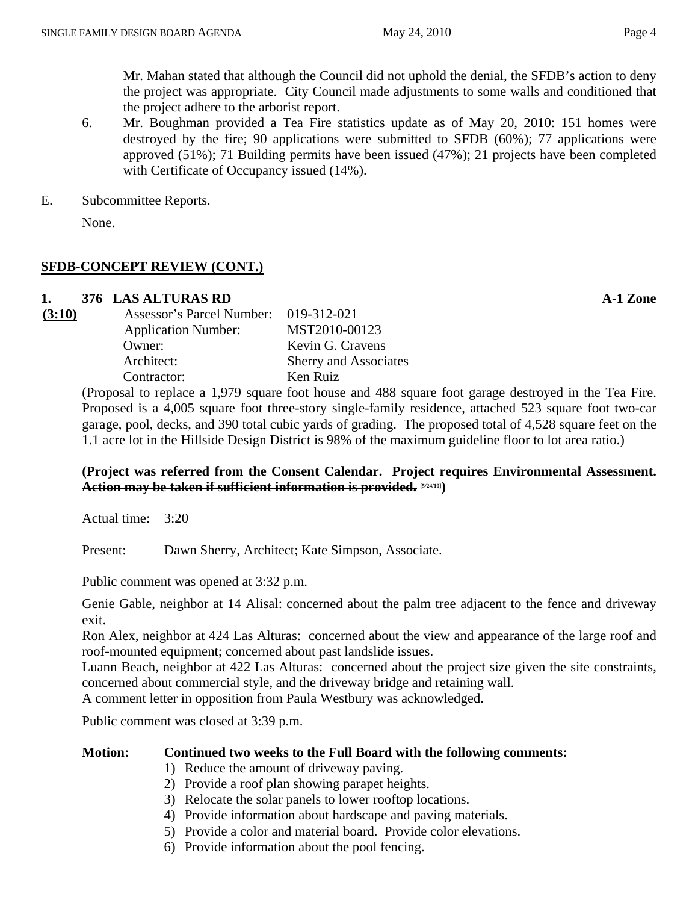Mr. Mahan stated that although the Council did not uphold the denial, the SFDB's action to deny the project was appropriate. City Council made adjustments to some walls and conditioned that the project adhere to the arborist report.

6. Mr. Boughman provided a Tea Fire statistics update as of May 20, 2010: 151 homes were destroyed by the fire; 90 applications were submitted to SFDB (60%); 77 applications were approved (51%); 71 Building permits have been issued (47%); 21 projects have been completed with Certificate of Occupancy issued (14%).

E. Subcommittee Reports.

None.

## SFDB-CONCEPT REVIEW (CONT.)

**1. 376 LAS ALTURAS RD** **A-1 Zone**

**(3:10)**

| | |
|---|---|
| Assessor's Parcel Number: | 019-312-021 |
| Application Number: | MST2010-00123 |
| Owner: | Kevin G. Cravens |
| Architect: | Sherry and Associates |
| Contractor: | Ken Ruiz |

(Proposal to replace a 1,979 square foot house and 488 square foot garage destroyed in the Tea Fire. Proposed is a 4,005 square foot three-story single-family residence, attached 523 square foot two-car garage, pool, decks, and 390 total cubic yards of grading. The proposed total of 4,528 square feet on the 1.1 acre lot in the Hillside Design District is 98% of the maximum guideline floor to lot area ratio.)

**(Project was referred from the Consent Calendar. Project requires Environmental Assessment. ~~Action may be taken if sufficient information is provided.~~ [5/24/10])**

Actual time: 3:20

Present: Dawn Sherry, Architect; Kate Simpson, Associate.

Public comment was opened at 3:32 p.m.

Genie Gable, neighbor at 14 Alisal: concerned about the palm tree adjacent to the fence and driveway exit.
Ron Alex, neighbor at 424 Las Alturas: concerned about the view and appearance of the large roof and roof-mounted equipment; concerned about past landslide issues.
Luann Beach, neighbor at 422 Las Alturas: concerned about the project size given the site constraints, concerned about commercial style, and the driveway bridge and retaining wall.
A comment letter in opposition from Paula Westbury was acknowledged.

Public comment was closed at 3:39 p.m.

**Motion: Continued two weeks to the Full Board with the following comments:**

1) Reduce the amount of driveway paving.
2) Provide a roof plan showing parapet heights.
3) Relocate the solar panels to lower rooftop locations.
4) Provide information about hardscape and paving materials.
5) Provide a color and material board. Provide color elevations.
6) Provide information about the pool fencing.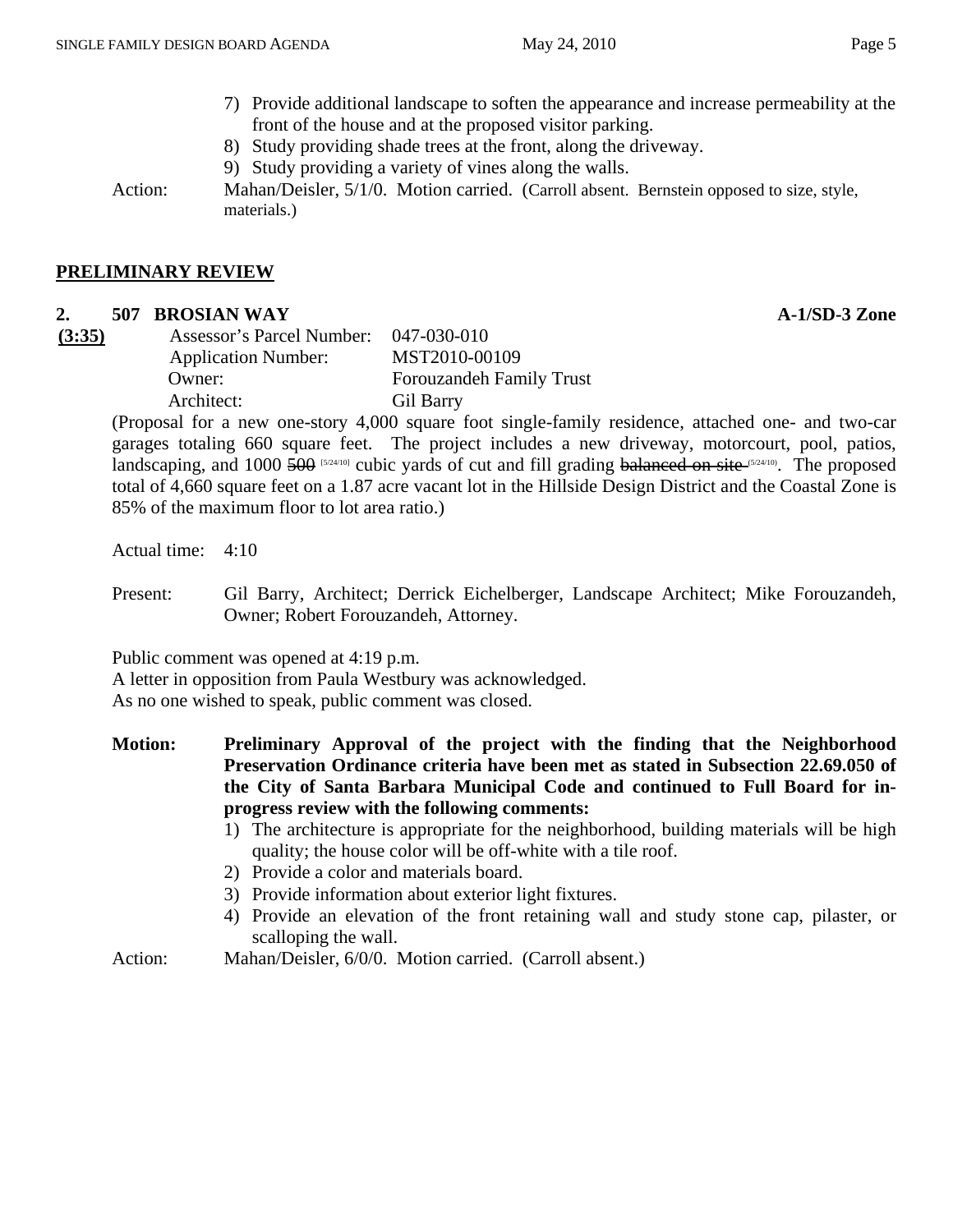7) Provide additional landscape to soften the appearance and increase permeability at the front of the house and at the proposed visitor parking.
8) Study providing shade trees at the front, along the driveway.
9) Study providing a variety of vines along the walls.

Action: Mahan/Deisler, 5/1/0. Motion carried. (Carroll absent. Bernstein opposed to size, style, materials.)

## PRELIMINARY REVIEW

### 2. 507 BROSIAN WAY — A-1/SD-3 Zone

**(3:35)**

Assessor's Parcel Number: 047-030-010
Application Number: MST2010-00109
Owner: Forouzandeh Family Trust
Architect: Gil Barry

(Proposal for a new one-story 4,000 square foot single-family residence, attached one- and two-car garages totaling 660 square feet. The project includes a new driveway, motorcourt, pool, patios, landscaping, and 1000 ~~500~~ [5/24/10] cubic yards of cut and fill grading ~~balanced on site~~ [5/24/10]. The proposed total of 4,660 square feet on a 1.87 acre vacant lot in the Hillside Design District and the Coastal Zone is 85% of the maximum floor to lot area ratio.)

Actual time: 4:10

Present: Gil Barry, Architect; Derrick Eichelberger, Landscape Architect; Mike Forouzandeh, Owner; Robert Forouzandeh, Attorney.

Public comment was opened at 4:19 p.m.
A letter in opposition from Paula Westbury was acknowledged.
As no one wished to speak, public comment was closed.

**Motion: Preliminary Approval of the project with the finding that the Neighborhood Preservation Ordinance criteria have been met as stated in Subsection 22.69.050 of the City of Santa Barbara Municipal Code and continued to Full Board for in-progress review with the following comments:**

1) The architecture is appropriate for the neighborhood, building materials will be high quality; the house color will be off-white with a tile roof.
2) Provide a color and materials board.
3) Provide information about exterior light fixtures.
4) Provide an elevation of the front retaining wall and study stone cap, pilaster, or scalloping the wall.

Action: Mahan/Deisler, 6/0/0. Motion carried. (Carroll absent.)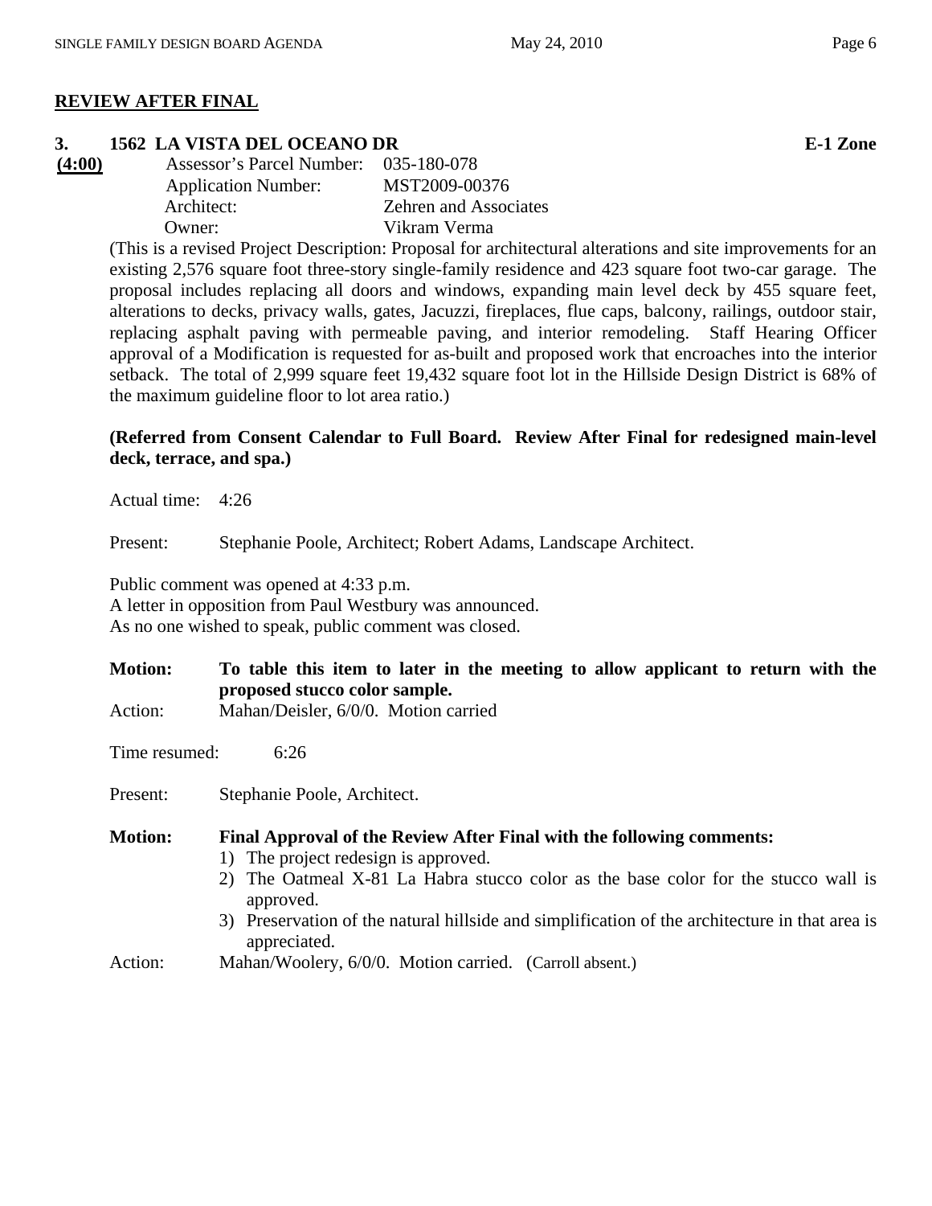## REVIEW AFTER FINAL

### 3. 1562 LA VISTA DEL OCEANO DR — E-1 Zone

**(4:00)**

| | |
|---|---|
| Assessor's Parcel Number: | 035-180-078 |
| Application Number: | MST2009-00376 |
| Architect: | Zehren and Associates |
| Owner: | Vikram Verma |

(This is a revised Project Description: Proposal for architectural alterations and site improvements for an existing 2,576 square foot three-story single-family residence and 423 square foot two-car garage. The proposal includes replacing all doors and windows, expanding main level deck by 455 square feet, alterations to decks, privacy walls, gates, Jacuzzi, fireplaces, flue caps, balcony, railings, outdoor stair, replacing asphalt paving with permeable paving, and interior remodeling. Staff Hearing Officer approval of a Modification is requested for as-built and proposed work that encroaches into the interior setback. The total of 2,999 square feet 19,432 square foot lot in the Hillside Design District is 68% of the maximum guideline floor to lot area ratio.)

**(Referred from Consent Calendar to Full Board. Review After Final for redesigned main-level deck, terrace, and spa.)**

Actual time: 4:26

Present: Stephanie Poole, Architect; Robert Adams, Landscape Architect.

Public comment was opened at 4:33 p.m.
A letter in opposition from Paul Westbury was announced.
As no one wished to speak, public comment was closed.

**Motion: To table this item to later in the meeting to allow applicant to return with the proposed stucco color sample.**

Action: Mahan/Deisler, 6/0/0. Motion carried

Time resumed: 6:26

Present: Stephanie Poole, Architect.

**Motion: Final Approval of the Review After Final with the following comments:**

1) The project redesign is approved.
2) The Oatmeal X-81 La Habra stucco color as the base color for the stucco wall is approved.
3) Preservation of the natural hillside and simplification of the architecture in that area is appreciated.

Action: Mahan/Woolery, 6/0/0. Motion carried. (Carroll absent.)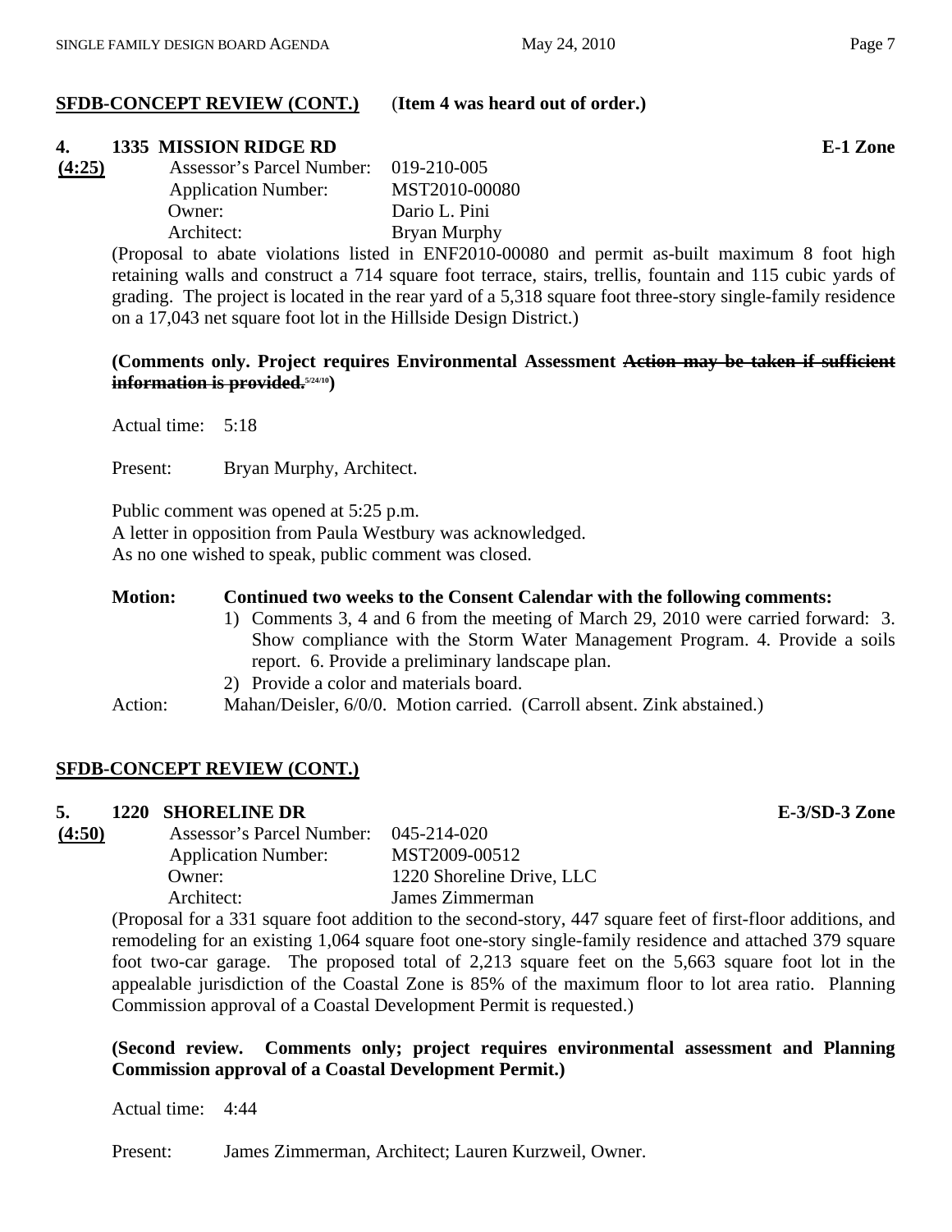**SFDB-CONCEPT REVIEW (CONT.)** (**Item 4 was heard out of order.**)

**4. 1335 MISSION RIDGE RD** **E-1 Zone**

**(4:25)**

Assessor's Parcel Number: 019-210-005
Application Number: MST2010-00080
Owner: Dario L. Pini
Architect: Bryan Murphy

(Proposal to abate violations listed in ENF2010-00080 and permit as-built maximum 8 foot high retaining walls and construct a 714 square foot terrace, stairs, trellis, fountain and 115 cubic yards of grading. The project is located in the rear yard of a 5,318 square foot three-story single-family residence on a 17,043 net square foot lot in the Hillside Design District.)

**(Comments only. Project requires Environmental Assessment ~~Action may be taken if sufficient information is provided.~~5/24/10)**

Actual time: 5:18

Present: Bryan Murphy, Architect.

Public comment was opened at 5:25 p.m.
A letter in opposition from Paula Westbury was acknowledged.
As no one wished to speak, public comment was closed.

**Motion:** **Continued two weeks to the Consent Calendar with the following comments:**

1) Comments 3, 4 and 6 from the meeting of March 29, 2010 were carried forward: 3. Show compliance with the Storm Water Management Program. 4. Provide a soils report. 6. Provide a preliminary landscape plan.
2) Provide a color and materials board.

Action: Mahan/Deisler, 6/0/0. Motion carried. (Carroll absent. Zink abstained.)

**SFDB-CONCEPT REVIEW (CONT.)**

**5. 1220 SHORELINE DR** **E-3/SD-3 Zone**

**(4:50)**

Assessor's Parcel Number: 045-214-020
Application Number: MST2009-00512
Owner: 1220 Shoreline Drive, LLC
Architect: James Zimmerman

(Proposal for a 331 square foot addition to the second-story, 447 square feet of first-floor additions, and remodeling for an existing 1,064 square foot one-story single-family residence and attached 379 square foot two-car garage. The proposed total of 2,213 square feet on the 5,663 square foot lot in the appealable jurisdiction of the Coastal Zone is 85% of the maximum floor to lot area ratio. Planning Commission approval of a Coastal Development Permit is requested.)

**(Second review. Comments only; project requires environmental assessment and Planning Commission approval of a Coastal Development Permit.)**

Actual time: 4:44

Present: James Zimmerman, Architect; Lauren Kurzweil, Owner.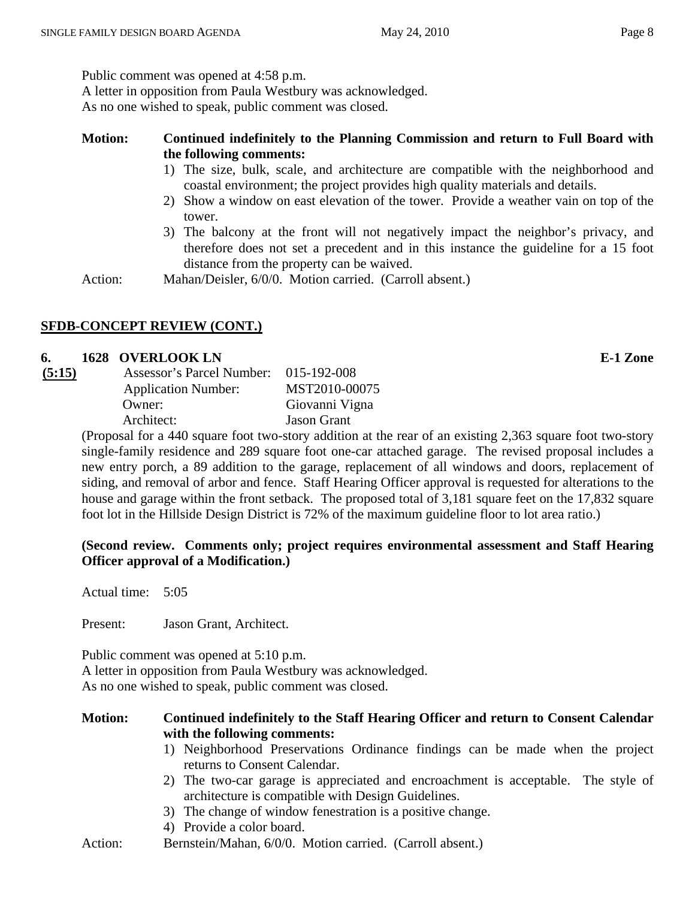Public comment was opened at 4:58 p.m.
A letter in opposition from Paula Westbury was acknowledged.
As no one wished to speak, public comment was closed.

**Motion:** **Continued indefinitely to the Planning Commission and return to Full Board with the following comments:**

1) The size, bulk, scale, and architecture are compatible with the neighborhood and coastal environment; the project provides high quality materials and details.
2) Show a window on east elevation of the tower. Provide a weather vain on top of the tower.
3) The balcony at the front will not negatively impact the neighbor's privacy, and therefore does not set a precedent and in this instance the guideline for a 15 foot distance from the property can be waived.

Action: Mahan/Deisler, 6/0/0. Motion carried. (Carroll absent.)

## SFDB-CONCEPT REVIEW (CONT.)

**6. 1628 OVERLOOK LN** **E-1 Zone**

**(5:15)**

Assessor's Parcel Number: 015-192-008
Application Number: MST2010-00075
Owner: Giovanni Vigna
Architect: Jason Grant

(Proposal for a 440 square foot two-story addition at the rear of an existing 2,363 square foot two-story single-family residence and 289 square foot one-car attached garage. The revised proposal includes a new entry porch, a 89 addition to the garage, replacement of all windows and doors, replacement of siding, and removal of arbor and fence. Staff Hearing Officer approval is requested for alterations to the house and garage within the front setback. The proposed total of 3,181 square feet on the 17,832 square foot lot in the Hillside Design District is 72% of the maximum guideline floor to lot area ratio.)

**(Second review. Comments only; project requires environmental assessment and Staff Hearing Officer approval of a Modification.)**

Actual time: 5:05

Present: Jason Grant, Architect.

Public comment was opened at 5:10 p.m.
A letter in opposition from Paula Westbury was acknowledged.
As no one wished to speak, public comment was closed.

**Motion:** **Continued indefinitely to the Staff Hearing Officer and return to Consent Calendar with the following comments:**

1) Neighborhood Preservations Ordinance findings can be made when the project returns to Consent Calendar.
2) The two-car garage is appreciated and encroachment is acceptable. The style of architecture is compatible with Design Guidelines.
3) The change of window fenestration is a positive change.
4) Provide a color board.

Action: Bernstein/Mahan, 6/0/0. Motion carried. (Carroll absent.)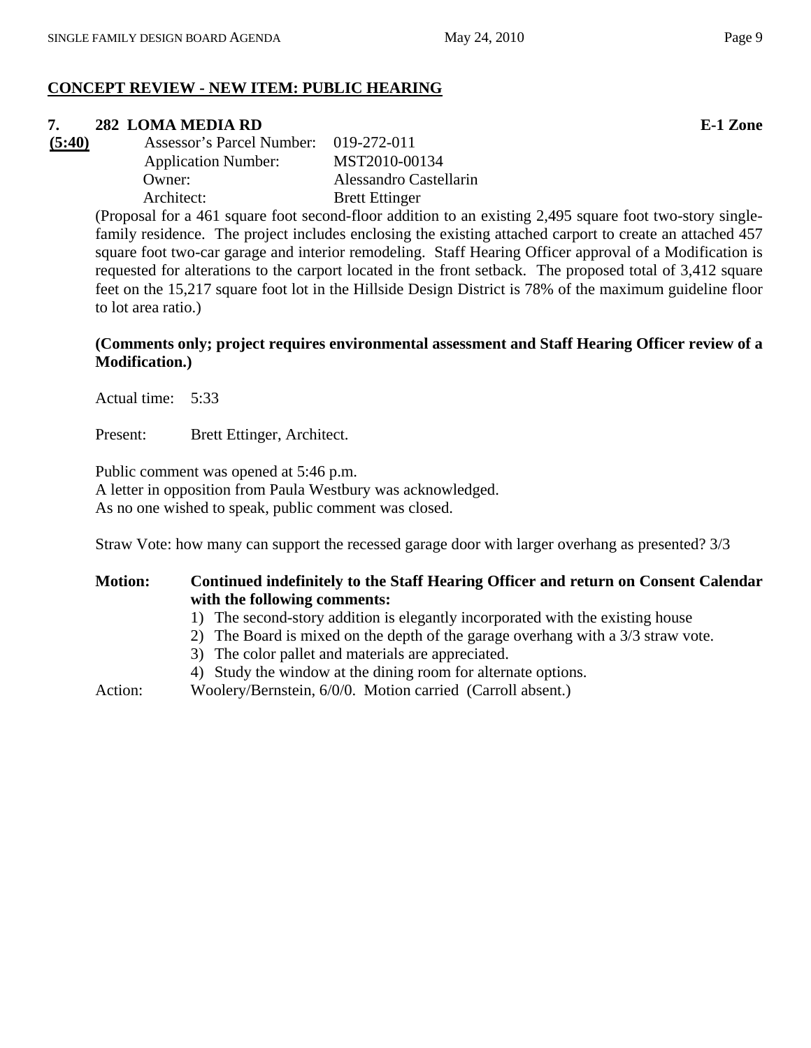## CONCEPT REVIEW - NEW ITEM: PUBLIC HEARING

### 7. 282 LOMA MEDIA RD E-1 Zone

**(5:40)**

Assessor's Parcel Number: 019-272-011
Application Number: MST2010-00134
Owner: Alessandro Castellarin
Architect: Brett Ettinger

(Proposal for a 461 square foot second-floor addition to an existing 2,495 square foot two-story single-family residence. The project includes enclosing the existing attached carport to create an attached 457 square foot two-car garage and interior remodeling. Staff Hearing Officer approval of a Modification is requested for alterations to the carport located in the front setback. The proposed total of 3,412 square feet on the 15,217 square foot lot in the Hillside Design District is 78% of the maximum guideline floor to lot area ratio.)

**(Comments only; project requires environmental assessment and Staff Hearing Officer review of a Modification.)**

Actual time: 5:33

Present: Brett Ettinger, Architect.

Public comment was opened at 5:46 p.m.
A letter in opposition from Paula Westbury was acknowledged.
As no one wished to speak, public comment was closed.

Straw Vote: how many can support the recessed garage door with larger overhang as presented? 3/3

**Motion: Continued indefinitely to the Staff Hearing Officer and return on Consent Calendar with the following comments:**

1) The second-story addition is elegantly incorporated with the existing house
2) The Board is mixed on the depth of the garage overhang with a 3/3 straw vote.
3) The color pallet and materials are appreciated.
4) Study the window at the dining room for alternate options.

Action: Woolery/Bernstein, 6/0/0. Motion carried (Carroll absent.)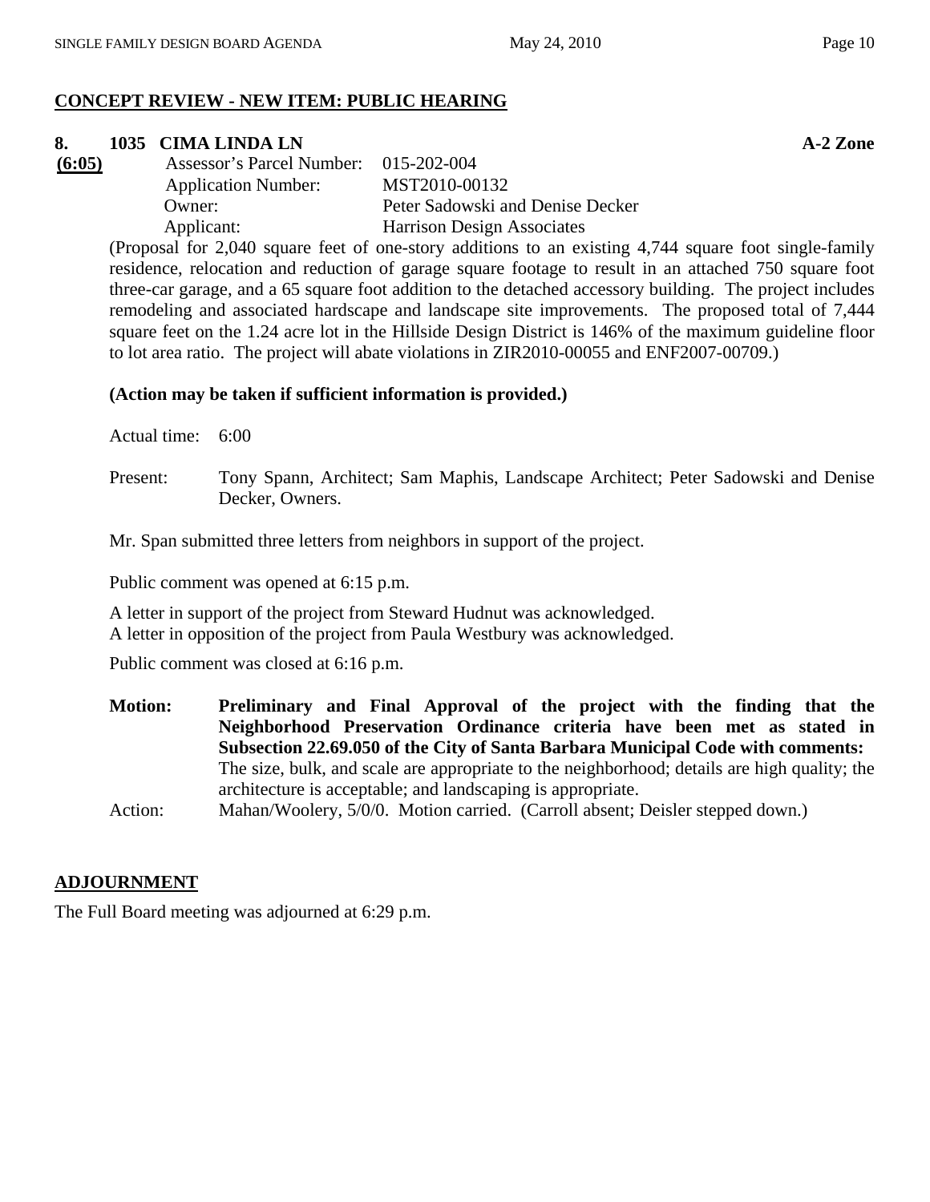## CONCEPT REVIEW - NEW ITEM: PUBLIC HEARING

**8. 1035 CIMA LINDA LN** **A-2 Zone**

**(6:05)**

Assessor's Parcel Number: 015-202-004
Application Number: MST2010-00132
Owner: Peter Sadowski and Denise Decker
Applicant: Harrison Design Associates

(Proposal for 2,040 square feet of one-story additions to an existing 4,744 square foot single-family residence, relocation and reduction of garage square footage to result in an attached 750 square foot three-car garage, and a 65 square foot addition to the detached accessory building. The project includes remodeling and associated hardscape and landscape site improvements. The proposed total of 7,444 square feet on the 1.24 acre lot in the Hillside Design District is 146% of the maximum guideline floor to lot area ratio. The project will abate violations in ZIR2010-00055 and ENF2007-00709.)

**(Action may be taken if sufficient information is provided.)**

Actual time: 6:00

Present: Tony Spann, Architect; Sam Maphis, Landscape Architect; Peter Sadowski and Denise Decker, Owners.

Mr. Span submitted three letters from neighbors in support of the project.

Public comment was opened at 6:15 p.m.

A letter in support of the project from Steward Hudnut was acknowledged.
A letter in opposition of the project from Paula Westbury was acknowledged.

Public comment was closed at 6:16 p.m.

**Motion: Preliminary and Final Approval of the project with the finding that the Neighborhood Preservation Ordinance criteria have been met as stated in Subsection 22.69.050 of the City of Santa Barbara Municipal Code with comments:** The size, bulk, and scale are appropriate to the neighborhood; details are high quality; the architecture is acceptable; and landscaping is appropriate.

Action: Mahan/Woolery, 5/0/0. Motion carried. (Carroll absent; Deisler stepped down.)

## ADJOURNMENT

The Full Board meeting was adjourned at 6:29 p.m.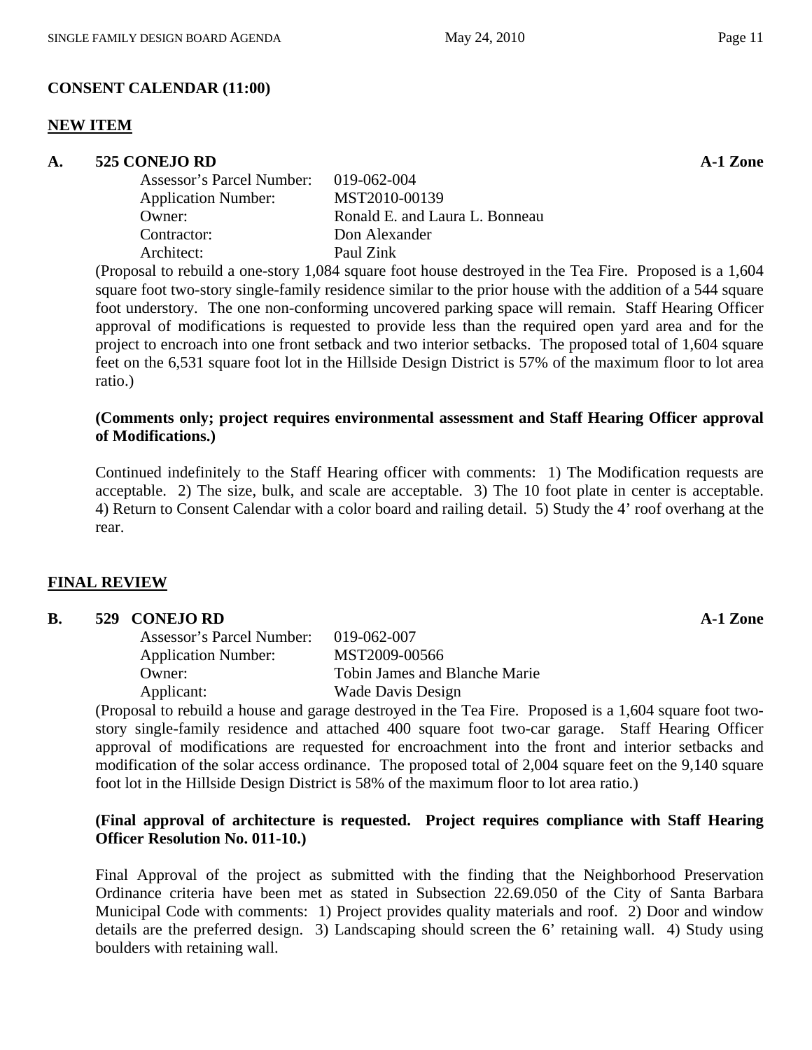## CONSENT CALENDAR (11:00)

### NEW ITEM

**A. 525 CONEJO RD** **A-1 Zone**

Assessor's Parcel Number: 019-062-004
Application Number: MST2010-00139
Owner: Ronald E. and Laura L. Bonneau
Contractor: Don Alexander
Architect: Paul Zink

(Proposal to rebuild a one-story 1,084 square foot house destroyed in the Tea Fire. Proposed is a 1,604 square foot two-story single-family residence similar to the prior house with the addition of a 544 square foot understory. The one non-conforming uncovered parking space will remain. Staff Hearing Officer approval of modifications is requested to provide less than the required open yard area and for the project to encroach into one front setback and two interior setbacks. The proposed total of 1,604 square feet on the 6,531 square foot lot in the Hillside Design District is 57% of the maximum floor to lot area ratio.)

**(Comments only; project requires environmental assessment and Staff Hearing Officer approval of Modifications.)**

Continued indefinitely to the Staff Hearing officer with comments: 1) The Modification requests are acceptable. 2) The size, bulk, and scale are acceptable. 3) The 10 foot plate in center is acceptable. 4) Return to Consent Calendar with a color board and railing detail. 5) Study the 4' roof overhang at the rear.

### FINAL REVIEW

**B. 529 CONEJO RD** **A-1 Zone**

Assessor's Parcel Number: 019-062-007
Application Number: MST2009-00566
Owner: Tobin James and Blanche Marie
Applicant: Wade Davis Design

(Proposal to rebuild a house and garage destroyed in the Tea Fire. Proposed is a 1,604 square foot two-story single-family residence and attached 400 square foot two-car garage. Staff Hearing Officer approval of modifications are requested for encroachment into the front and interior setbacks and modification of the solar access ordinance. The proposed total of 2,004 square feet on the 9,140 square foot lot in the Hillside Design District is 58% of the maximum floor to lot area ratio.)

**(Final approval of architecture is requested. Project requires compliance with Staff Hearing Officer Resolution No. 011-10.)**

Final Approval of the project as submitted with the finding that the Neighborhood Preservation Ordinance criteria have been met as stated in Subsection 22.69.050 of the City of Santa Barbara Municipal Code with comments: 1) Project provides quality materials and roof. 2) Door and window details are the preferred design. 3) Landscaping should screen the 6' retaining wall. 4) Study using boulders with retaining wall.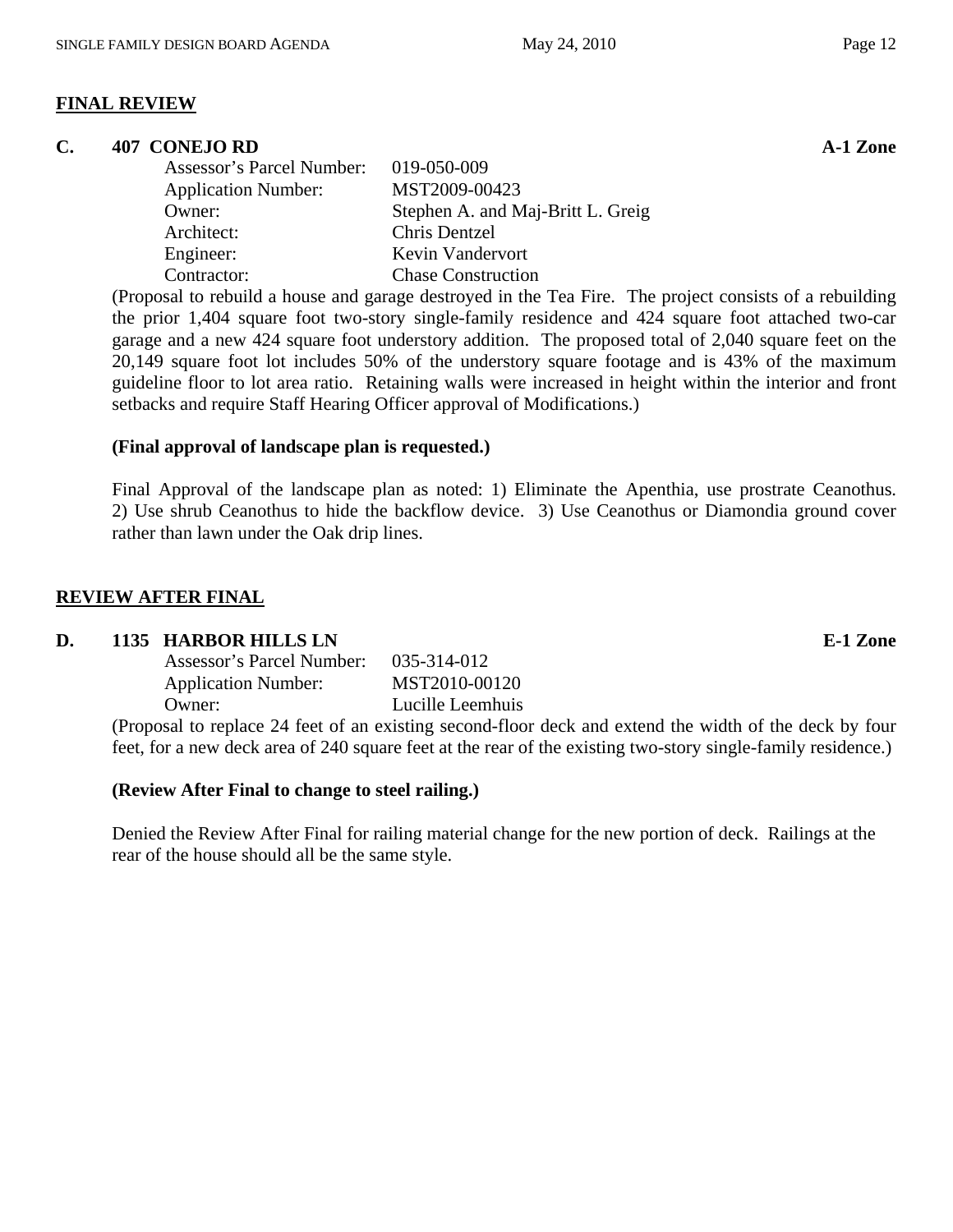## FINAL REVIEW

### C. 407 CONEJO RD — A-1 Zone

| | |
|---|---|
| Assessor's Parcel Number: | 019-050-009 |
| Application Number: | MST2009-00423 |
| Owner: | Stephen A. and Maj-Britt L. Greig |
| Architect: | Chris Dentzel |
| Engineer: | Kevin Vandervort |
| Contractor: | Chase Construction |

(Proposal to rebuild a house and garage destroyed in the Tea Fire. The project consists of a rebuilding the prior 1,404 square foot two-story single-family residence and 424 square foot attached two-car garage and a new 424 square foot understory addition. The proposed total of 2,040 square feet on the 20,149 square foot lot includes 50% of the understory square footage and is 43% of the maximum guideline floor to lot area ratio. Retaining walls were increased in height within the interior and front setbacks and require Staff Hearing Officer approval of Modifications.)

**(Final approval of landscape plan is requested.)**

Final Approval of the landscape plan as noted: 1) Eliminate the Apenthia, use prostrate Ceanothus. 2) Use shrub Ceanothus to hide the backflow device. 3) Use Ceanothus or Diamondia ground cover rather than lawn under the Oak drip lines.

## REVIEW AFTER FINAL

### D. 1135 HARBOR HILLS LN — E-1 Zone

| | |
|---|---|
| Assessor's Parcel Number: | 035-314-012 |
| Application Number: | MST2010-00120 |
| Owner: | Lucille Leemhuis |

(Proposal to replace 24 feet of an existing second-floor deck and extend the width of the deck by four feet, for a new deck area of 240 square feet at the rear of the existing two-story single-family residence.)

**(Review After Final to change to steel railing.)**

Denied the Review After Final for railing material change for the new portion of deck. Railings at the rear of the house should all be the same style.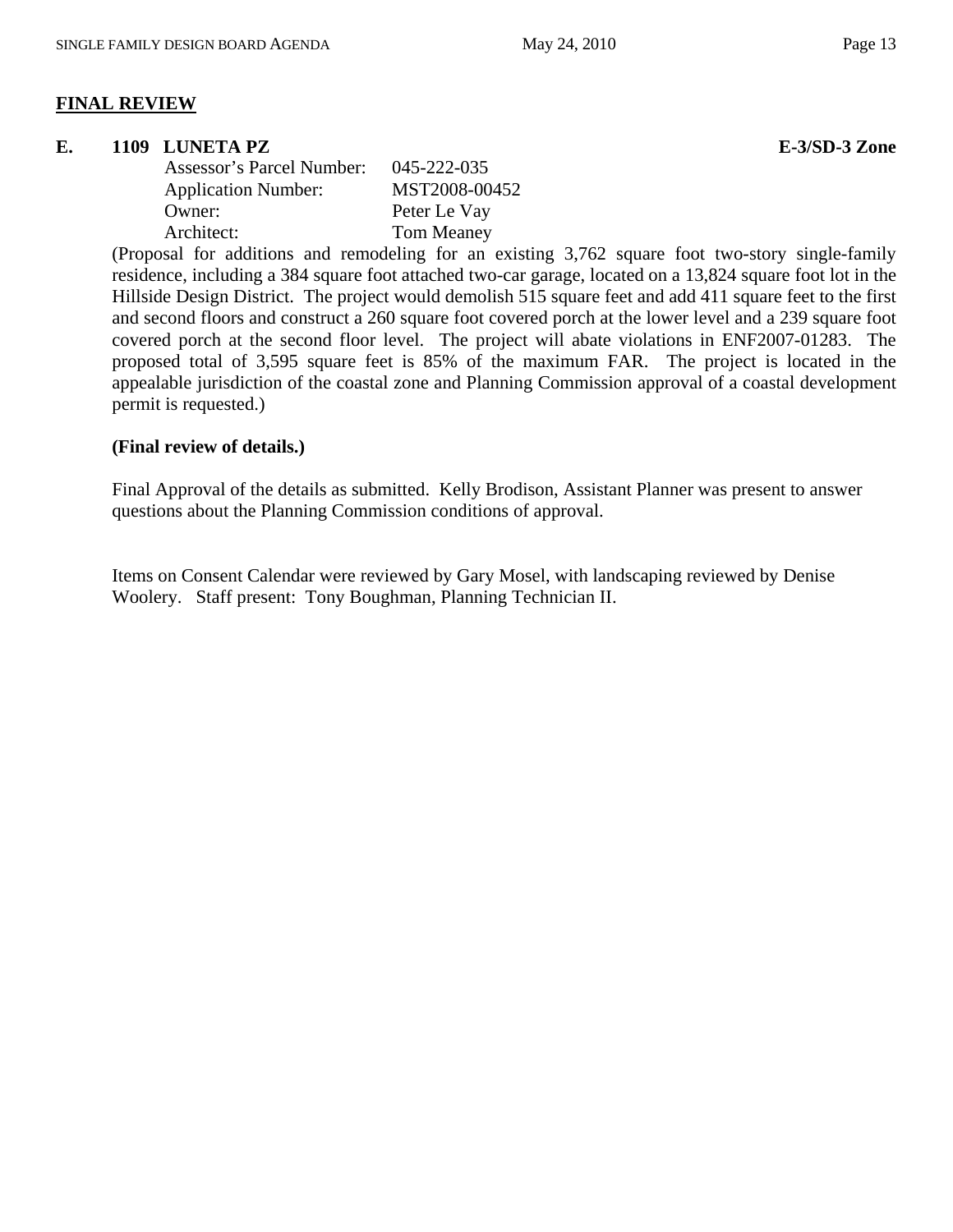## FINAL REVIEW

**E. 1109 LUNETA PZ** **E-3/SD-3 Zone**

Assessor's Parcel Number: 045-222-035
Application Number: MST2008-00452
Owner: Peter Le Vay
Architect: Tom Meaney

(Proposal for additions and remodeling for an existing 3,762 square foot two-story single-family residence, including a 384 square foot attached two-car garage, located on a 13,824 square foot lot in the Hillside Design District. The project would demolish 515 square feet and add 411 square feet to the first and second floors and construct a 260 square foot covered porch at the lower level and a 239 square foot covered porch at the second floor level. The project will abate violations in ENF2007-01283. The proposed total of 3,595 square feet is 85% of the maximum FAR. The project is located in the appealable jurisdiction of the coastal zone and Planning Commission approval of a coastal development permit is requested.)

**(Final review of details.)**

Final Approval of the details as submitted. Kelly Brodison, Assistant Planner was present to answer questions about the Planning Commission conditions of approval.

Items on Consent Calendar were reviewed by Gary Mosel, with landscaping reviewed by Denise Woolery. Staff present: Tony Boughman, Planning Technician II.